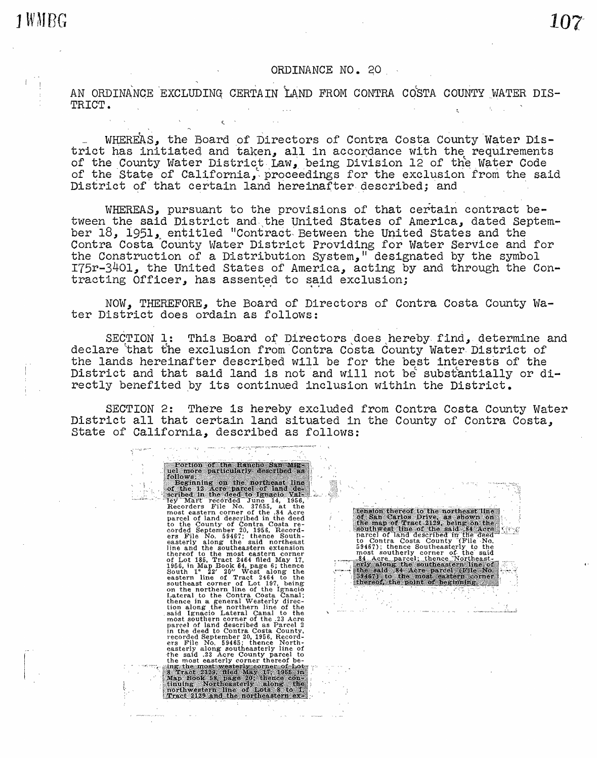# ORDINANCE NO. 20

AN ORDINANCE EXCLUDING CERTAIN LAND FROM CONTRA COSTA COUNTY WATER DISTRICT.

WHEREAS, the Board of Directors of Contra Costa County Water District has initiated and taken, all in accordance with the requirements of the County Water District Law, being Division 12 of the Water Code of the State of California, proceedings for the exclusion from the said District of that certain land hereinafter described; and

WHEREAS, pursuant to the provisions of that certain contract between the said District and the United States of America, dated September 18, 1951, entitled "Contract Between the United States and the Contra Costa County Water District Providing for Water Service and for the Construction of a Distribution System," designated by the symbol I75r-3401, the United States of America, acting by and through the Contracting Officer, has assented to said exclusion;

NOW, THEREFORE, the Board of Directors of Contra Costa County Water District does ordain as follows:

SECTION 1: This Board of Directors does hereby find, determine and declare that the exclusion from Contra Costa County Water District of the lands hereinafter described will be for the best interests of the District and that said land is not and will not be substantially or directly benefited by its continued inclusion within the District.

SECTION 2: There is hereby excluded from Contra Costa County Water District all that certain land situated in the County of Contra Costa, State of California, described as follows:

Portion of the Rancho San Miguel more particularly described as follows:

Beginning on the northeast line of the 12 Acre parcel of land described in the deed to Ignacio Valley Mart recorded June 14, 1956, Recorders File No. 37655, at the most eastern corner of the .84 Acre parcel of land described in the deed to the County of Contra Costa recorded September 20, 1956, Recorders File No. 59467; thence Southeasterly along the said northeast line and the southeastern extension thereof to the most eastern corner of Lot 185, Tract 2464 filed May 17, 1956, in Map Book 64, page 6; thence South 1° 22' 20" West along the eastern line of Tract 2464 to the southeast corner of Lot 197, being on the northern line of the Ignacio Lateral to the Contra Costa Canal; thence in a general Westerly direction along the northern line of the said Ignacio Lateral Canal to the most southern corner of the .23 Acre parcel of land described as Parcel 2 in the deed to Contra Costa County, recorded September 20, 1956, Recorders File No. 59465; thence Northeasterly along southeasterly line of the said .23 Acre County parcel to the most easterly corner thereof being the most westerly corner of Lot 8 Tract 2129, filed May 17, 1955 in Map Book 58, page 20; thence continuing Northeasterly along the northwestern line of Lots 8 to 1, Tract 2129 and the northeastern extension thereof to the northeast line of San Carlos Drive, as shown on the map of Tract 2129, being on the southwest line of the said .84 Acre parcel of land described in the deed to Contra Costa County (File No. 59467); thence Southeasterly to the most southerly corner of the said .84 Acre parcel; thence Northeasterly along the southeastern line of the said .84 Acre parcel (File No. 59467) to the most eastern corner thereof, the point of beginning.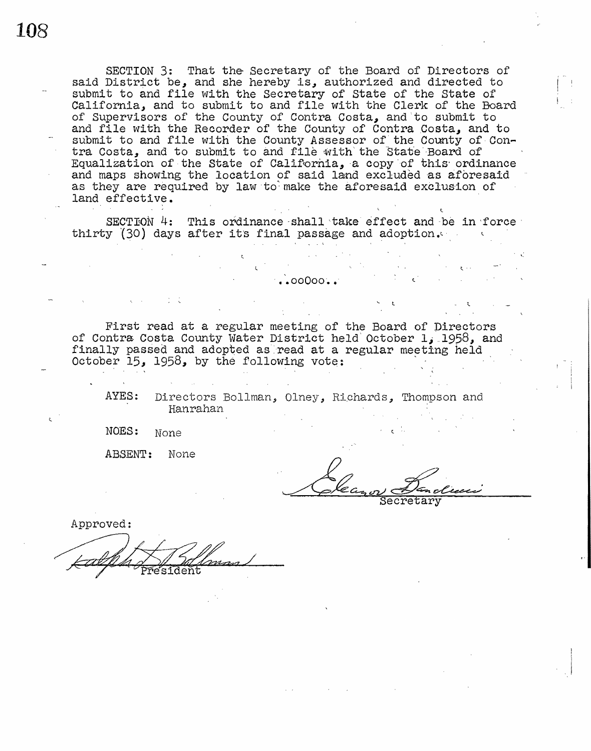SECTION 3: That the Secretary of the Board of Directors of said District be, and she hereby is, authorized and directed to submit to and file with the Secretary of State of the State of California, and to submit to and file with the Clerk of the Board of Supervisors of the County of Contra Costa, and to submit to and file with the Recorder of the County of Contra Costa, and to submit to and file with the County Assessor of the County of Contra Costa, and to submit to and file with the State Board of Equalization of the State of California, a copy of this ordinance and maps showing the location of said land excluded as aforesaid as they are required by law to make the aforesaid exclusion of land effective.

SECTION 4: This ordinance shall take effect and be in force thirty (30) days after its final passage and adoption.

..ooOoo..

First read at a regular meeting of the Board of Directors of Contra Costa County Water District held October 1, 1958, and finally passed and adopted as read at a regular meeting held October 15, 1958, by the following vote:

AYES: Directors Bollman, Olney, Richards, Thompson and Hanrahan

NOES: None

ABSENT: None

Eleanor Dandini
Secretary

Approved:

Ralph H. Bollman
President